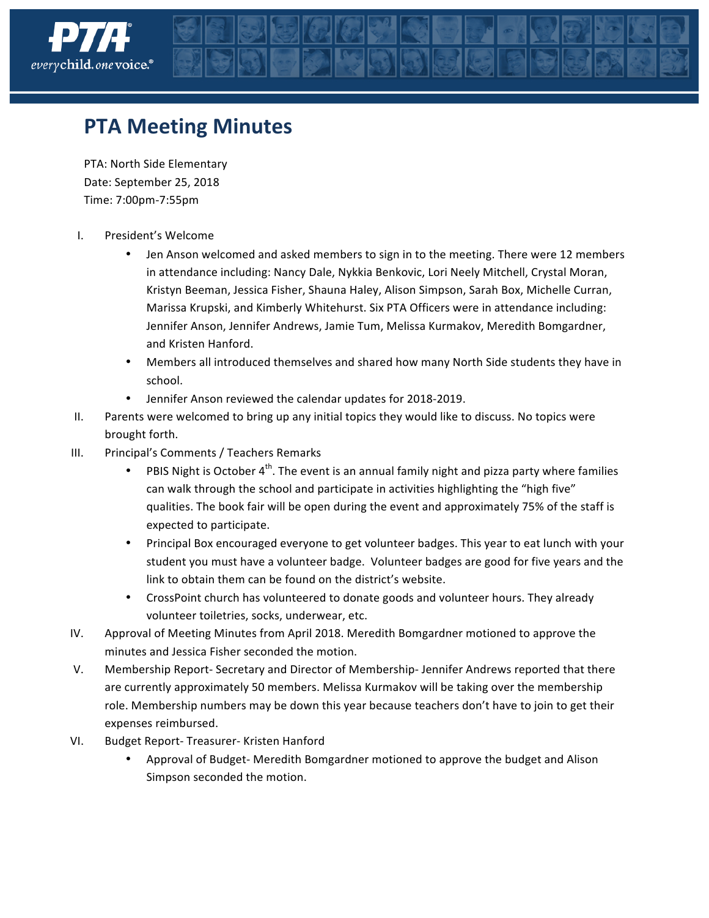# PTA Meeting Minutes

PTA: North Side Elementary
Date: September 25, 2018
Time: 7:00pm-7:55pm

I. President's Welcome
   - Jen Anson welcomed and asked members to sign in to the meeting. There were 12 members in attendance including: Nancy Dale, Nykkia Benkovic, Lori Neely Mitchell, Crystal Moran, Kristyn Beeman, Jessica Fisher, Shauna Haley, Alison Simpson, Sarah Box, Michelle Curran, Marissa Krupski, and Kimberly Whitehurst. Six PTA Officers were in attendance including: Jennifer Anson, Jennifer Andrews, Jamie Tum, Melissa Kurmakov, Meredith Bomgardner, and Kristen Hanford.
   - Members all introduced themselves and shared how many North Side students they have in school.
   - Jennifer Anson reviewed the calendar updates for 2018-2019.

II. Parents were welcomed to bring up any initial topics they would like to discuss. No topics were brought forth.

III. Principal's Comments / Teachers Remarks
   - PBIS Night is October 4th. The event is an annual family night and pizza party where families can walk through the school and participate in activities highlighting the "high five" qualities. The book fair will be open during the event and approximately 75% of the staff is expected to participate.
   - Principal Box encouraged everyone to get volunteer badges. This year to eat lunch with your student you must have a volunteer badge. Volunteer badges are good for five years and the link to obtain them can be found on the district's website.
   - CrossPoint church has volunteered to donate goods and volunteer hours. They already volunteer toiletries, socks, underwear, etc.

IV. Approval of Meeting Minutes from April 2018. Meredith Bomgardner motioned to approve the minutes and Jessica Fisher seconded the motion.

V. Membership Report- Secretary and Director of Membership- Jennifer Andrews reported that there are currently approximately 50 members. Melissa Kurmakov will be taking over the membership role. Membership numbers may be down this year because teachers don't have to join to get their expenses reimbursed.

VI. Budget Report- Treasurer- Kristen Hanford
   - Approval of Budget- Meredith Bomgardner motioned to approve the budget and Alison Simpson seconded the motion.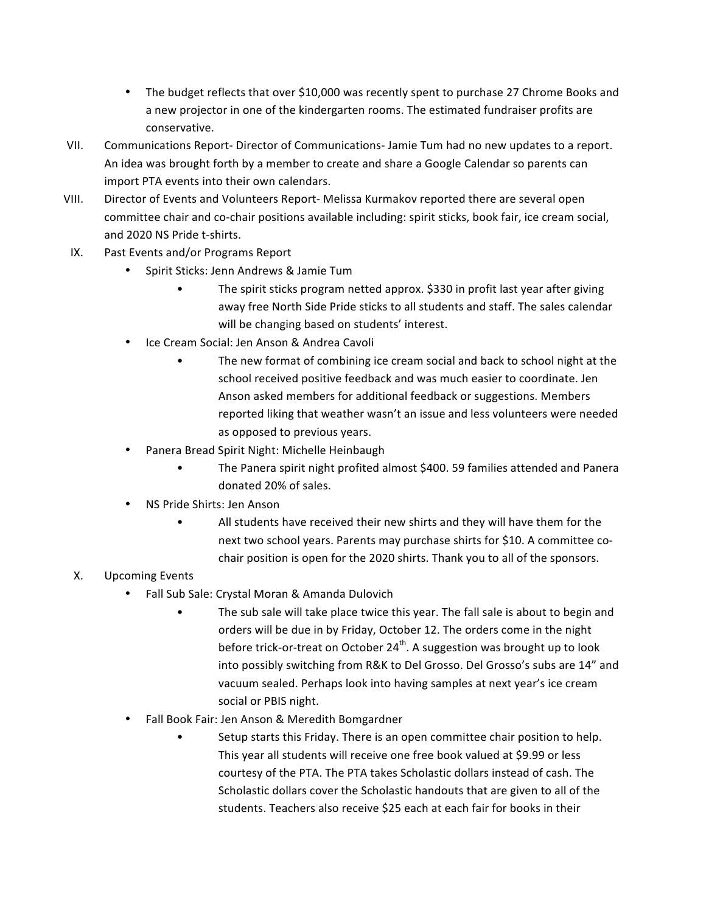- The budget reflects that over $10,000 was recently spent to purchase 27 Chrome Books and a new projector in one of the kindergarten rooms. The estimated fundraiser profits are conservative.

VII. Communications Report- Director of Communications- Jamie Tum had no new updates to a report. An idea was brought forth by a member to create and share a Google Calendar so parents can import PTA events into their own calendars.

VIII. Director of Events and Volunteers Report- Melissa Kurmakov reported there are several open committee chair and co-chair positions available including: spirit sticks, book fair, ice cream social, and 2020 NS Pride t-shirts.

IX. Past Events and/or Programs Report
- Spirit Sticks: Jenn Andrews & Jamie Tum
  - The spirit sticks program netted approx. $330 in profit last year after giving away free North Side Pride sticks to all students and staff. The sales calendar will be changing based on students' interest.
- Ice Cream Social: Jen Anson & Andrea Cavoli
  - The new format of combining ice cream social and back to school night at the school received positive feedback and was much easier to coordinate. Jen Anson asked members for additional feedback or suggestions. Members reported liking that weather wasn't an issue and less volunteers were needed as opposed to previous years.
- Panera Bread Spirit Night: Michelle Heinbaugh
  - The Panera spirit night profited almost $400. 59 families attended and Panera donated 20% of sales.
- NS Pride Shirts: Jen Anson
  - All students have received their new shirts and they will have them for the next two school years. Parents may purchase shirts for $10. A committee co-chair position is open for the 2020 shirts. Thank you to all of the sponsors.

X. Upcoming Events
- Fall Sub Sale: Crystal Moran & Amanda Dulovich
  - The sub sale will take place twice this year. The fall sale is about to begin and orders will be due in by Friday, October 12. The orders come in the night before trick-or-treat on October 24th. A suggestion was brought up to look into possibly switching from R&K to Del Grosso. Del Grosso's subs are 14" and vacuum sealed. Perhaps look into having samples at next year's ice cream social or PBIS night.
- Fall Book Fair: Jen Anson & Meredith Bomgardner
  - Setup starts this Friday. There is an open committee chair position to help. This year all students will receive one free book valued at $9.99 or less courtesy of the PTA. The PTA takes Scholastic dollars instead of cash. The Scholastic dollars cover the Scholastic handouts that are given to all of the students. Teachers also receive $25 each at each fair for books in their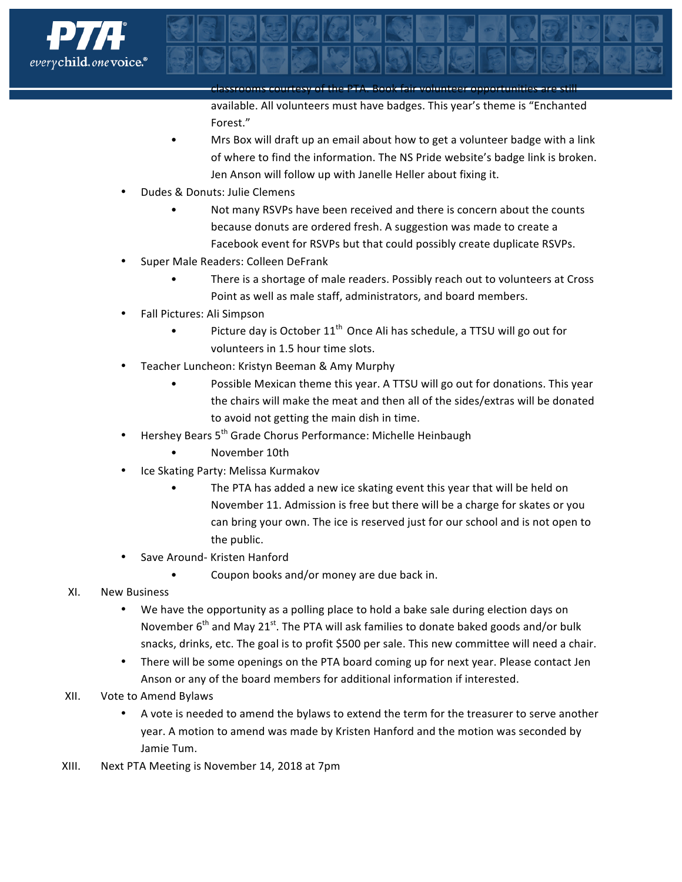classrooms courtesy of the PTA. Book fair volunteer opportunities are still available. All volunteers must have badges. This year's theme is "Enchanted Forest."
    - Mrs Box will draft up an email about how to get a volunteer badge with a link of where to find the information. The NS Pride website's badge link is broken. Jen Anson will follow up with Janelle Heller about fixing it.
- Dudes & Donuts: Julie Clemens
    - Not many RSVPs have been received and there is concern about the counts because donuts are ordered fresh. A suggestion was made to create a Facebook event for RSVPs but that could possibly create duplicate RSVPs.
- Super Male Readers: Colleen DeFrank
    - There is a shortage of male readers. Possibly reach out to volunteers at Cross Point as well as male staff, administrators, and board members.
- Fall Pictures: Ali Simpson
    - Picture day is October 11th Once Ali has schedule, a TTSU will go out for volunteers in 1.5 hour time slots.
- Teacher Luncheon: Kristyn Beeman & Amy Murphy
    - Possible Mexican theme this year. A TTSU will go out for donations. This year the chairs will make the meat and then all of the sides/extras will be donated to avoid not getting the main dish in time.
- Hershey Bears 5th Grade Chorus Performance: Michelle Heinbaugh
    - November 10th
- Ice Skating Party: Melissa Kurmakov
    - The PTA has added a new ice skating event this year that will be held on November 11. Admission is free but there will be a charge for skates or you can bring your own. The ice is reserved just for our school and is not open to the public.
- Save Around- Kristen Hanford
    - Coupon books and/or money are due back in.

XI. New Business
- We have the opportunity as a polling place to hold a bake sale during election days on November 6th and May 21st. The PTA will ask families to donate baked goods and/or bulk snacks, drinks, etc. The goal is to profit $500 per sale. This new committee will need a chair.
- There will be some openings on the PTA board coming up for next year. Please contact Jen Anson or any of the board members for additional information if interested.

XII. Vote to Amend Bylaws
- A vote is needed to amend the bylaws to extend the term for the treasurer to serve another year. A motion to amend was made by Kristen Hanford and the motion was seconded by Jamie Tum.

XIII. Next PTA Meeting is November 14, 2018 at 7pm